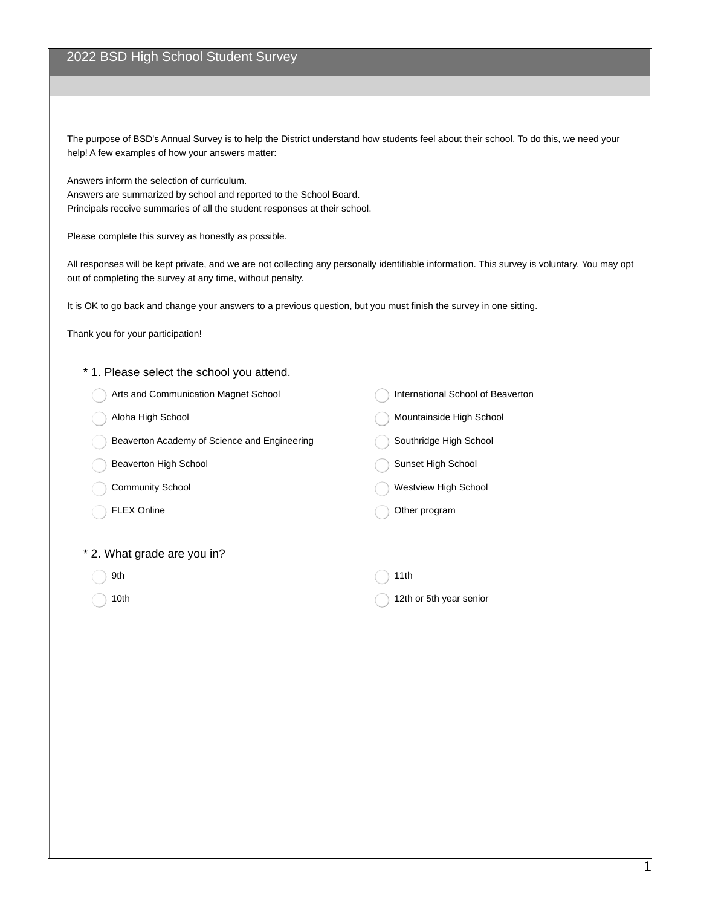# 2022 BSD High School Student Survey

The purpose of BSD's Annual Survey is to help the District understand how students feel about their school. To do this, we need your help! A few examples of how your answers matter:

Answers inform the selection of curriculum.
Answers are summarized by school and reported to the School Board.
Principals receive summaries of all the student responses at their school.

Please complete this survey as honestly as possible.

All responses will be kept private, and we are not collecting any personally identifiable information. This survey is voluntary. You may opt out of completing the survey at any time, without penalty.

It is OK to go back and change your answers to a previous question, but you must finish the survey in one sitting.

Thank you for your participation!

\* 1. Please select the school you attend.

- ◯ Arts and Communication Magnet School
- ◯ Aloha High School
- ◯ Beaverton Academy of Science and Engineering
- ◯ Beaverton High School
- ◯ Community School
- ◯ FLEX Online
- ◯ International School of Beaverton
- ◯ Mountainside High School
- ◯ Southridge High School
- ◯ Sunset High School
- ◯ Westview High School
- ◯ Other program

\* 2. What grade are you in?

- ◯ 9th
- ◯ 10th
- ◯ 11th
- ◯ 12th or 5th year senior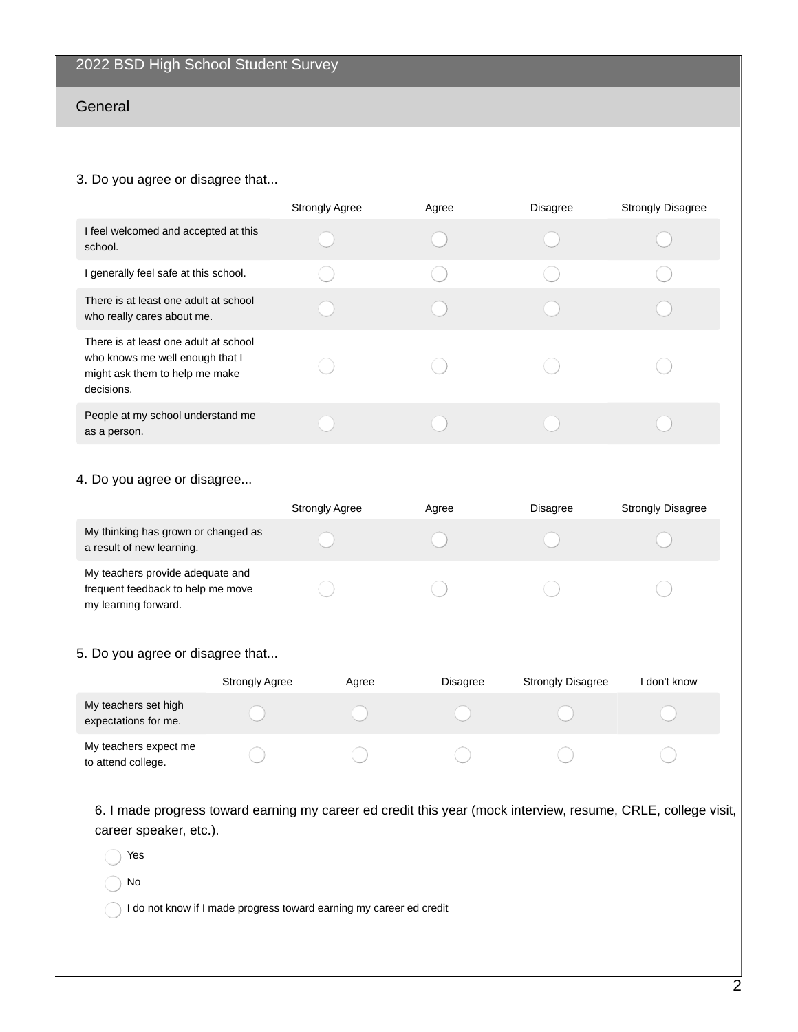## 2022 BSD High School Student Survey

### General

3. Do you agree or disagree that...

| | Strongly Agree | Agree | Disagree | Strongly Disagree |
|---|---|---|---|---|
| I feel welcomed and accepted at this school. | ○ | ○ | ○ | ○ |
| I generally feel safe at this school. | ○ | ○ | ○ | ○ |
| There is at least one adult at school who really cares about me. | ○ | ○ | ○ | ○ |
| There is at least one adult at school who knows me well enough that I might ask them to help me make decisions. | ○ | ○ | ○ | ○ |
| People at my school understand me as a person. | ○ | ○ | ○ | ○ |

4. Do you agree or disagree...

| | Strongly Agree | Agree | Disagree | Strongly Disagree |
|---|---|---|---|---|
| My thinking has grown or changed as a result of new learning. | ○ | ○ | ○ | ○ |
| My teachers provide adequate and frequent feedback to help me move my learning forward. | ○ | ○ | ○ | ○ |

5. Do you agree or disagree that...

| | Strongly Agree | Agree | Disagree | Strongly Disagree | I don't know |
|---|---|---|---|---|---|
| My teachers set high expectations for me. | ○ | ○ | ○ | ○ | ○ |
| My teachers expect me to attend college. | ○ | ○ | ○ | ○ | ○ |

6. I made progress toward earning my career ed credit this year (mock interview, resume, CRLE, college visit, career speaker, etc.).

- ○ Yes
- ○ No
- ○ I do not know if I made progress toward earning my career ed credit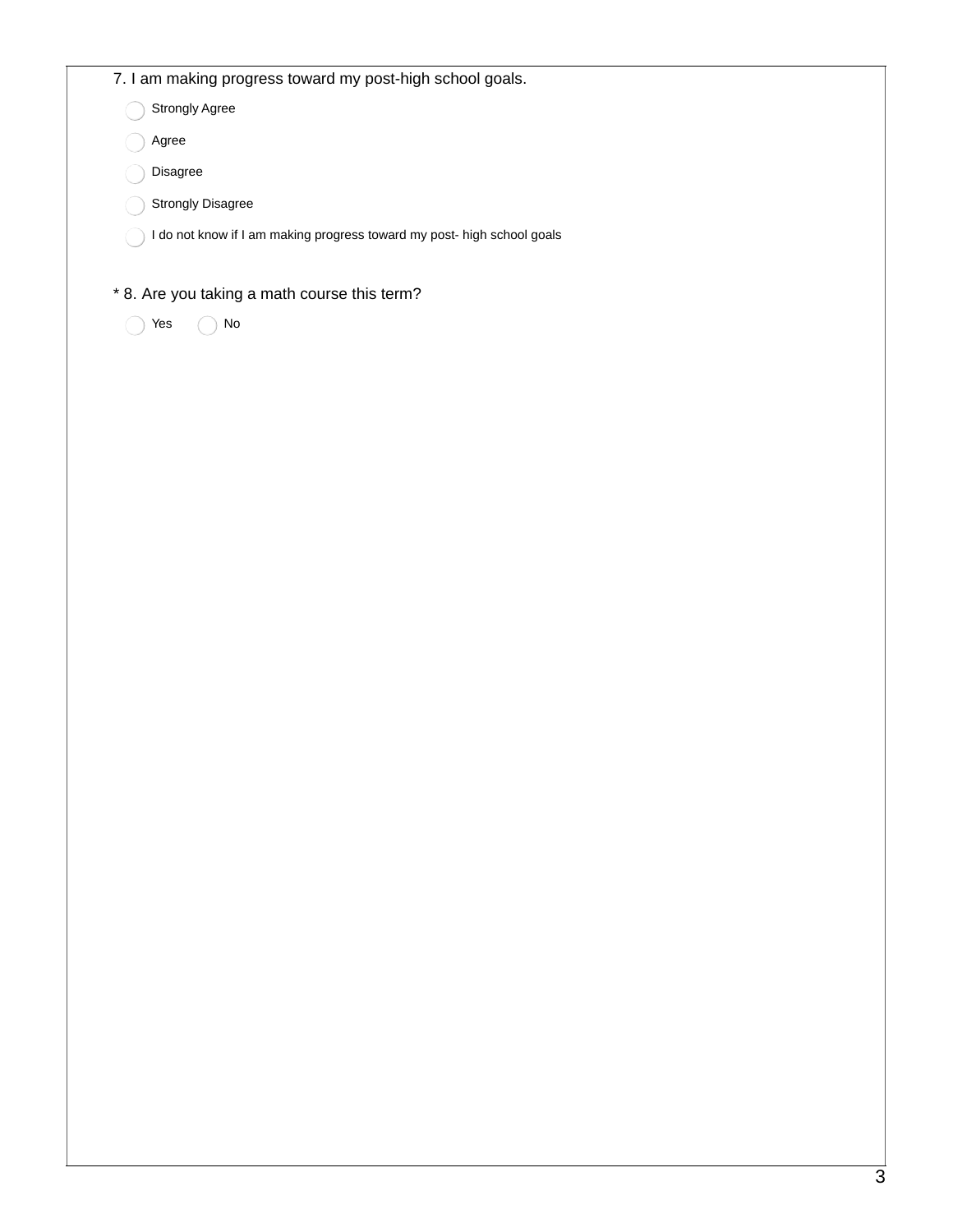7. I am making progress toward my post-high school goals.

- ◯ Strongly Agree
- ◯ Agree
- ◯ Disagree
- ◯ Strongly Disagree
- ◯ I do not know if I am making progress toward my post- high school goals

* 8. Are you taking a math course this term?

◯ Yes ◯ No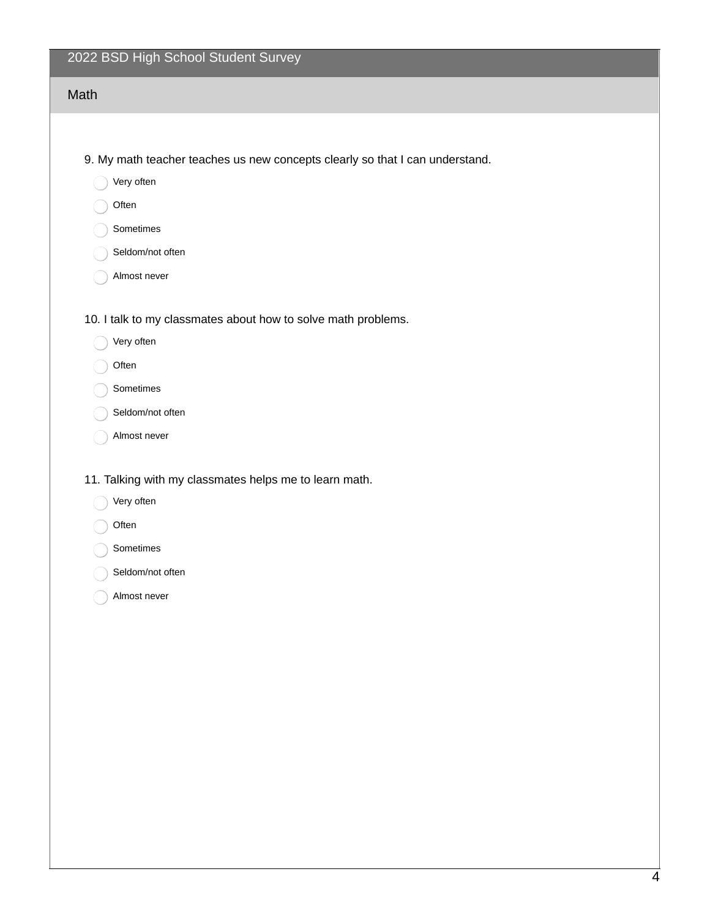# 2022 BSD High School Student Survey

## Math

9. My math teacher teaches us new concepts clearly so that I can understand.

- Very often
- Often
- Sometimes
- Seldom/not often
- Almost never

10. I talk to my classmates about how to solve math problems.

- Very often
- Often
- Sometimes
- Seldom/not often
- Almost never

11. Talking with my classmates helps me to learn math.

- Very often
- Often
- Sometimes
- Seldom/not often
- Almost never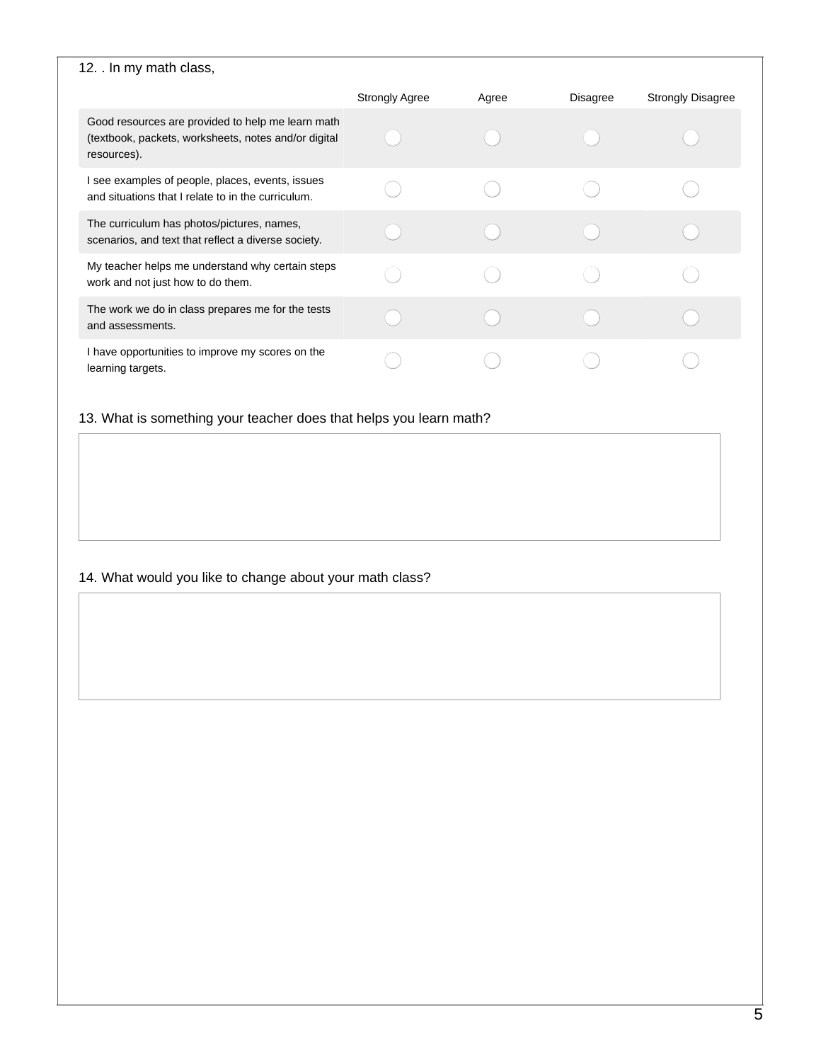12. . In my math class,

| | Strongly Agree | Agree | Disagree | Strongly Disagree |
|---|---|---|---|---|
| Good resources are provided to help me learn math (textbook, packets, worksheets, notes and/or digital resources). | ◯ | ◯ | ◯ | ◯ |
| I see examples of people, places, events, issues and situations that I relate to in the curriculum. | ◯ | ◯ | ◯ | ◯ |
| The curriculum has photos/pictures, names, scenarios, and text that reflect a diverse society. | ◯ | ◯ | ◯ | ◯ |
| My teacher helps me understand why certain steps work and not just how to do them. | ◯ | ◯ | ◯ | ◯ |
| The work we do in class prepares me for the tests and assessments. | ◯ | ◯ | ◯ | ◯ |
| I have opportunities to improve my scores on the learning targets. | ◯ | ◯ | ◯ | ◯ |

13. What is something your teacher does that helps you learn math?

14. What would you like to change about your math class?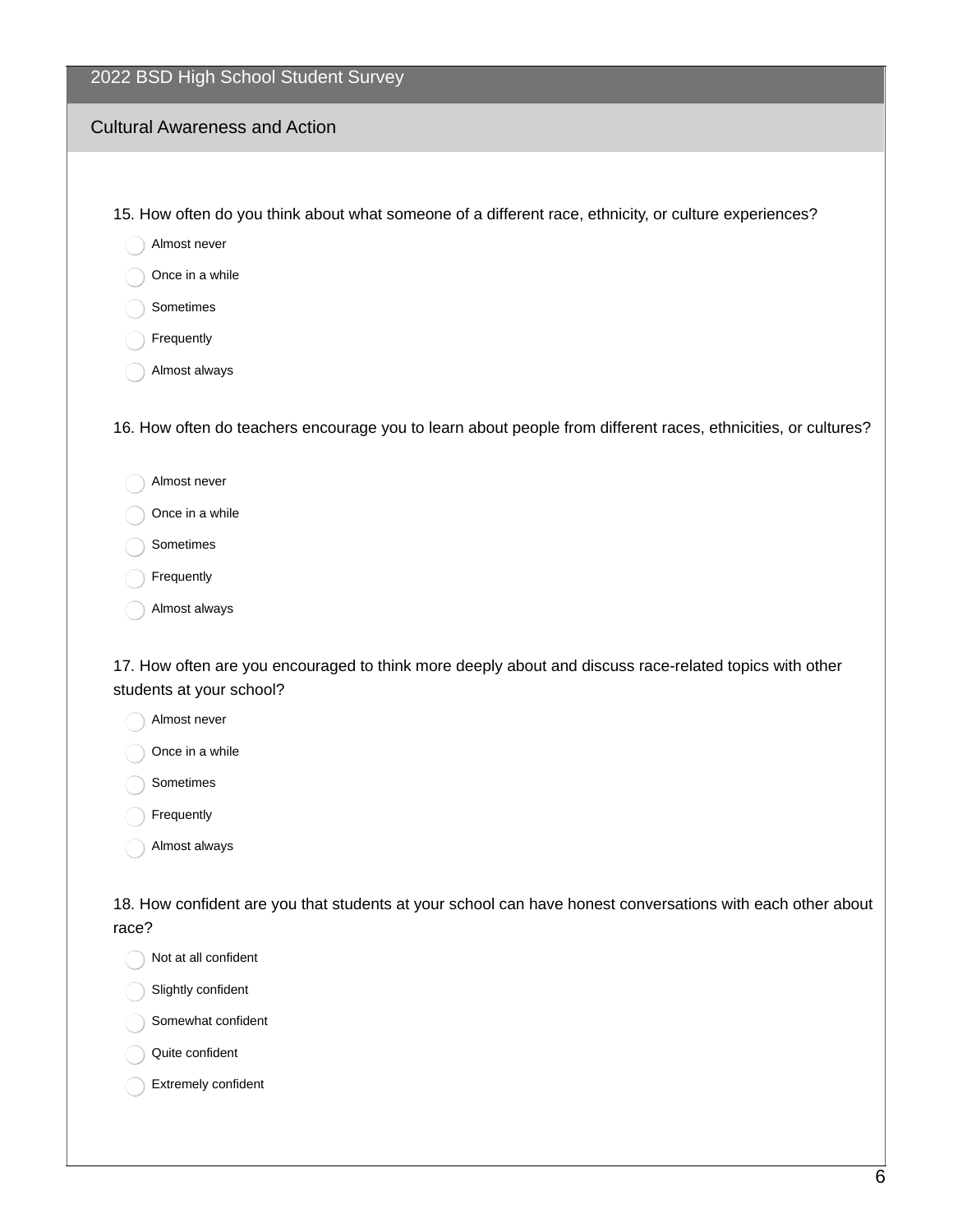## 2022 BSD High School Student Survey

### Cultural Awareness and Action

15. How often do you think about what someone of a different race, ethnicity, or culture experiences?

- Almost never
- Once in a while
- Sometimes
- Frequently
- Almost always

16. How often do teachers encourage you to learn about people from different races, ethnicities, or cultures?

- Almost never
- Once in a while
- Sometimes
- Frequently
- Almost always

17. How often are you encouraged to think more deeply about and discuss race-related topics with other students at your school?

- Almost never
- Once in a while
- Sometimes
- Frequently
- Almost always

18. How confident are you that students at your school can have honest conversations with each other about race?

- Not at all confident
- Slightly confident
- Somewhat confident
- Quite confident
- Extremely confident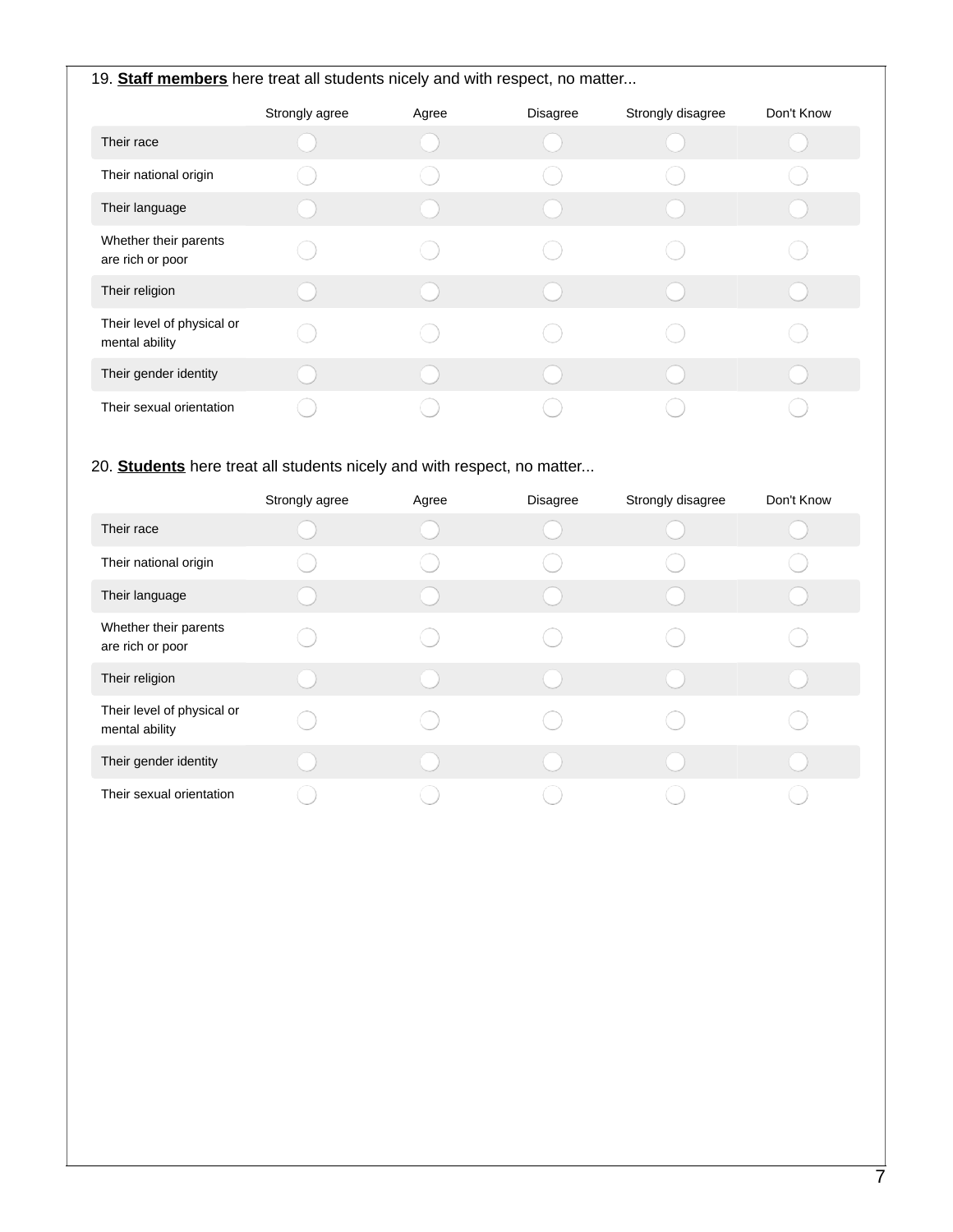19. **Staff members** here treat all students nicely and with respect, no matter...

| | Strongly agree | Agree | Disagree | Strongly disagree | Don't Know |
|---|---|---|---|---|---|
| Their race | ◯ | ◯ | ◯ | ◯ | ◯ |
| Their national origin | ◯ | ◯ | ◯ | ◯ | ◯ |
| Their language | ◯ | ◯ | ◯ | ◯ | ◯ |
| Whether their parents are rich or poor | ◯ | ◯ | ◯ | ◯ | ◯ |
| Their religion | ◯ | ◯ | ◯ | ◯ | ◯ |
| Their level of physical or mental ability | ◯ | ◯ | ◯ | ◯ | ◯ |
| Their gender identity | ◯ | ◯ | ◯ | ◯ | ◯ |
| Their sexual orientation | ◯ | ◯ | ◯ | ◯ | ◯ |

20. **Students** here treat all students nicely and with respect, no matter...

| | Strongly agree | Agree | Disagree | Strongly disagree | Don't Know |
|---|---|---|---|---|---|
| Their race | ◯ | ◯ | ◯ | ◯ | ◯ |
| Their national origin | ◯ | ◯ | ◯ | ◯ | ◯ |
| Their language | ◯ | ◯ | ◯ | ◯ | ◯ |
| Whether their parents are rich or poor | ◯ | ◯ | ◯ | ◯ | ◯ |
| Their religion | ◯ | ◯ | ◯ | ◯ | ◯ |
| Their level of physical or mental ability | ◯ | ◯ | ◯ | ◯ | ◯ |
| Their gender identity | ◯ | ◯ | ◯ | ◯ | ◯ |
| Their sexual orientation | ◯ | ◯ | ◯ | ◯ | ◯ |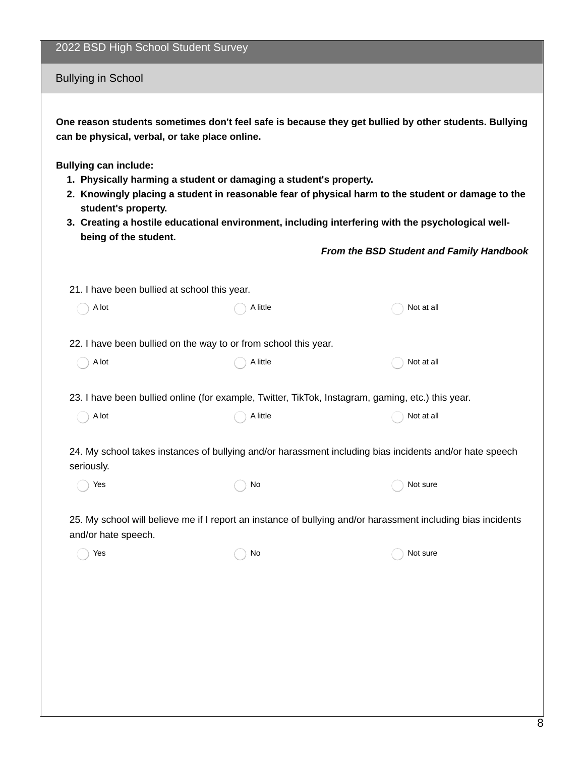# 2022 BSD High School Student Survey

## Bullying in School

**One reason students sometimes don't feel safe is because they get bullied by other students. Bullying can be physical, verbal, or take place online.**

**Bullying can include:**

1. **Physically harming a student or damaging a student's property.**
2. **Knowingly placing a student in reasonable fear of physical harm to the student or damage to the student's property.**
3. **Creating a hostile educational environment, including interfering with the psychological well-being of the student.**

***From the BSD Student and Family Handbook***

21. I have been bullied at school this year.

- A lot
- A little
- Not at all

22. I have been bullied on the way to or from school this year.

- A lot
- A little
- Not at all

23. I have been bullied online (for example, Twitter, TikTok, Instagram, gaming, etc.) this year.

- A lot
- A little
- Not at all

24. My school takes instances of bullying and/or harassment including bias incidents and/or hate speech seriously.

- Yes
- No
- Not sure

25. My school will believe me if I report an instance of bullying and/or harassment including bias incidents and/or hate speech.

- Yes
- No
- Not sure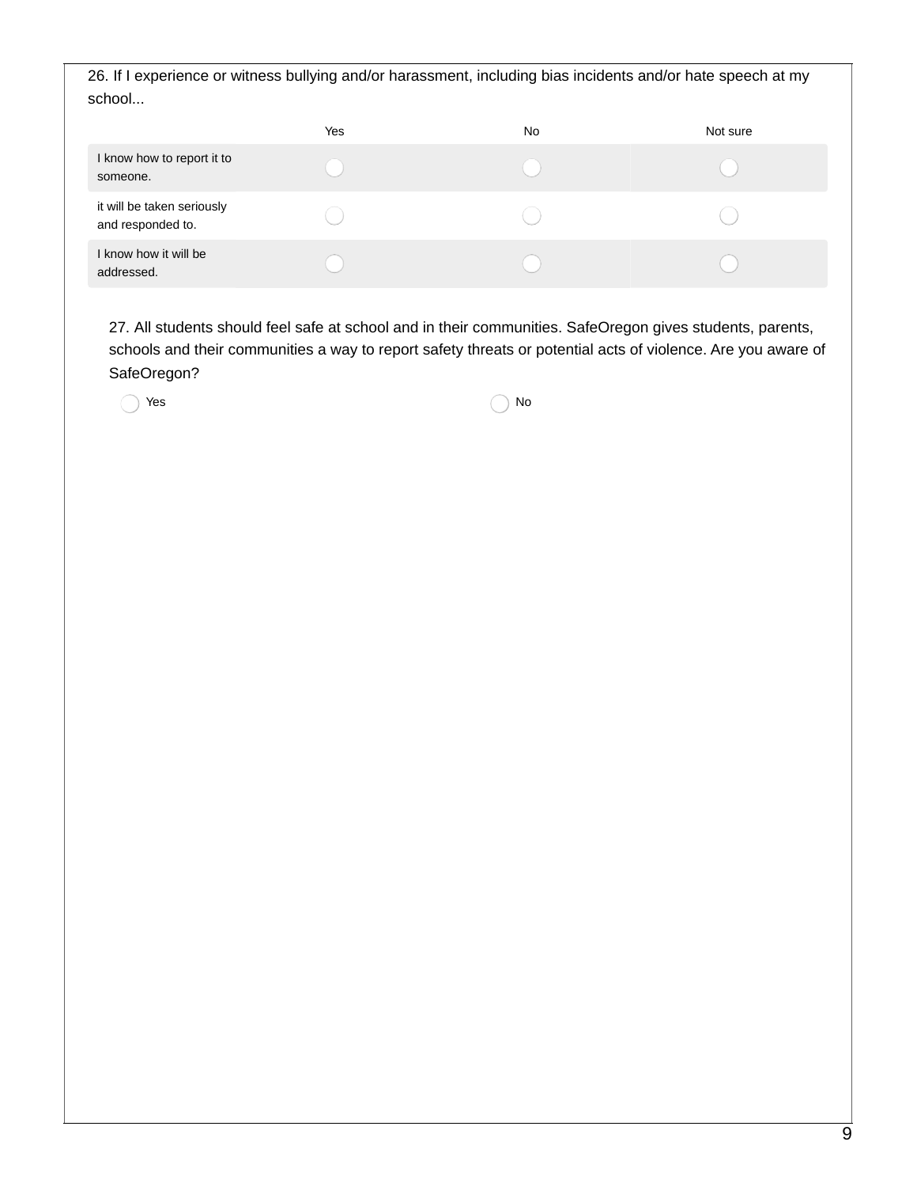26. If I experience or witness bullying and/or harassment, including bias incidents and/or hate speech at my school...

| | Yes | No | Not sure |
|---|---|---|---|
| I know how to report it to someone. | ◯ | ◯ | ◯ |
| it will be taken seriously and responded to. | ◯ | ◯ | ◯ |
| I know how it will be addressed. | ◯ | ◯ | ◯ |

27. All students should feel safe at school and in their communities. SafeOregon gives students, parents, schools and their communities a way to report safety threats or potential acts of violence. Are you aware of SafeOregon?

◯ Yes　　◯ No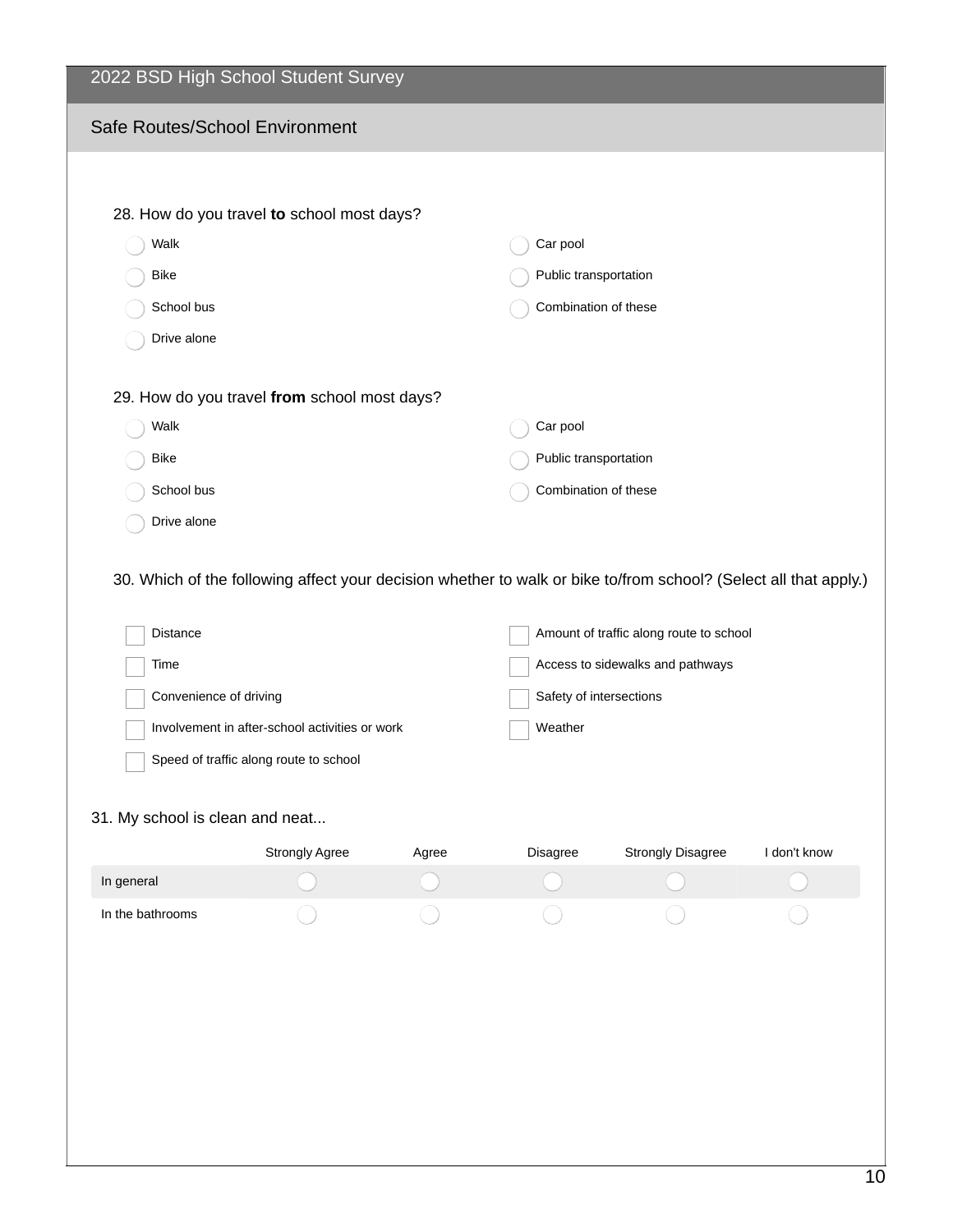2022 BSD High School Student Survey

## Safe Routes/School Environment

28. How do you travel **to** school most days?

- Walk
- Bike
- School bus
- Drive alone
- Car pool
- Public transportation
- Combination of these

29. How do you travel **from** school most days?

- Walk
- Bike
- School bus
- Drive alone
- Car pool
- Public transportation
- Combination of these

30. Which of the following affect your decision whether to walk or bike to/from school? (Select all that apply.)

- [ ] Distance
- [ ] Time
- [ ] Convenience of driving
- [ ] Involvement in after-school activities or work
- [ ] Speed of traffic along route to school
- [ ] Amount of traffic along route to school
- [ ] Access to sidewalks and pathways
- [ ] Safety of intersections
- [ ] Weather

31. My school is clean and neat...

| | Strongly Agree | Agree | Disagree | Strongly Disagree | I don't know |
|---|---|---|---|---|---|
| In general | ○ | ○ | ○ | ○ | ○ |
| In the bathrooms | ○ | ○ | ○ | ○ | ○ |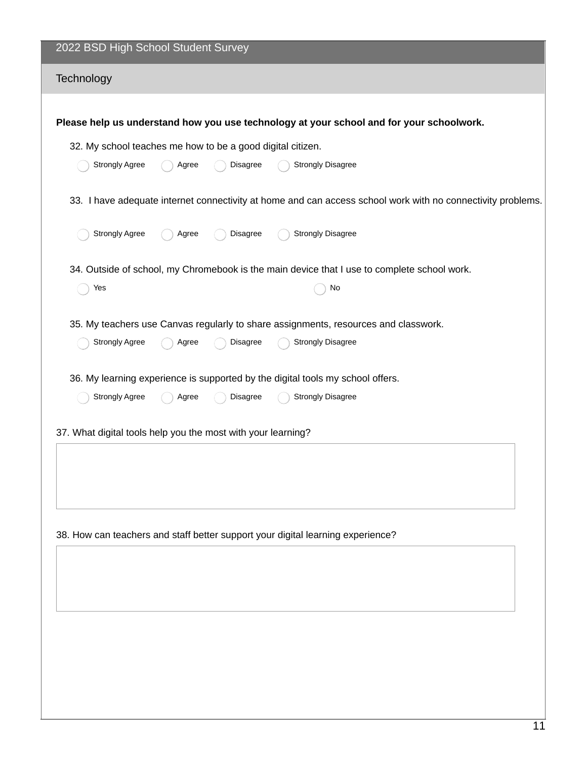## 2022 BSD High School Student Survey

### Technology

**Please help us understand how you use technology at your school and for your schoolwork.**

32. My school teaches me how to be a good digital citizen.

- Strongly Agree
- Agree
- Disagree
- Strongly Disagree

33. I have adequate internet connectivity at home and can access school work with no connectivity problems.

- Strongly Agree
- Agree
- Disagree
- Strongly Disagree

34. Outside of school, my Chromebook is the main device that I use to complete school work.

- Yes
- No

35. My teachers use Canvas regularly to share assignments, resources and classwork.

- Strongly Agree
- Agree
- Disagree
- Strongly Disagree

36. My learning experience is supported by the digital tools my school offers.

- Strongly Agree
- Agree
- Disagree
- Strongly Disagree

37. What digital tools help you the most with your learning?

38. How can teachers and staff better support your digital learning experience?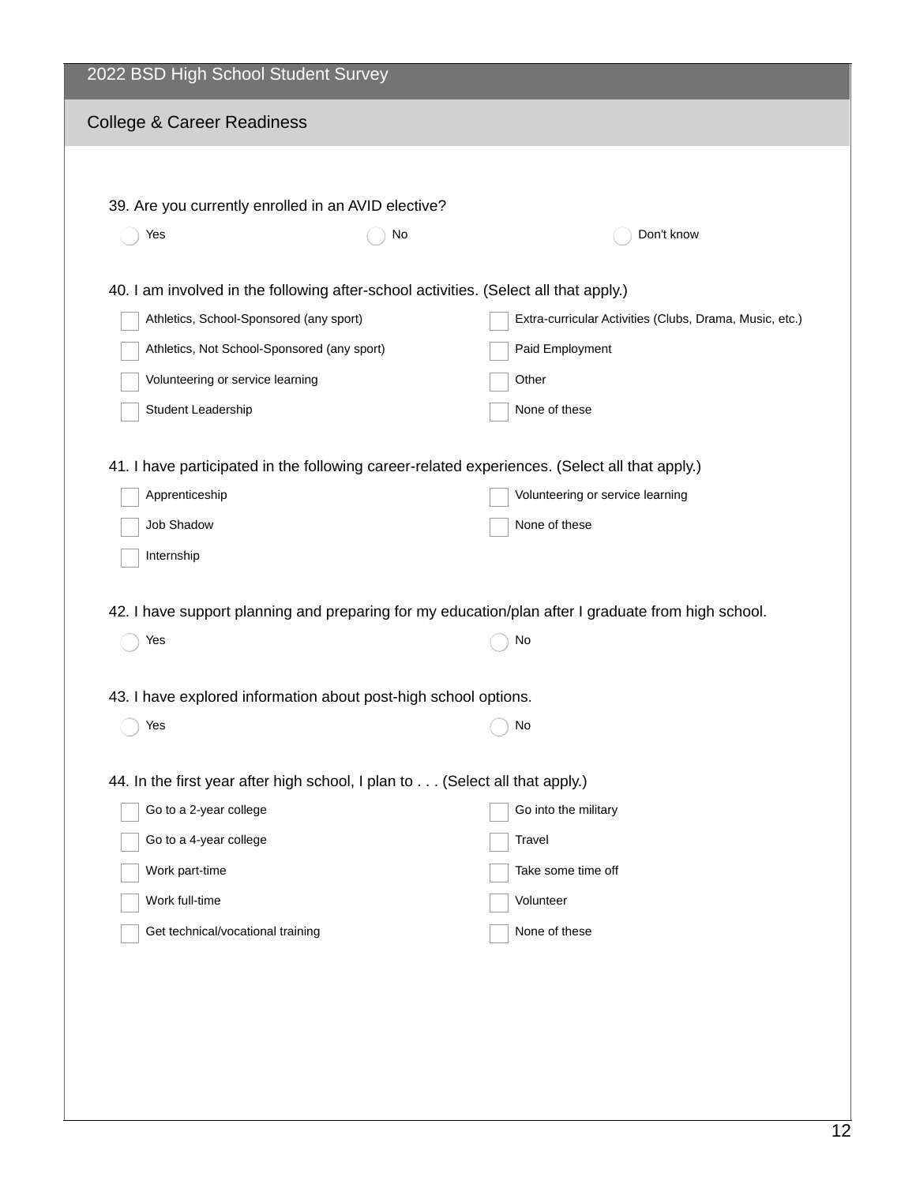2022 BSD High School Student Survey

## College & Career Readiness

39. Are you currently enrolled in an AVID elective?

- ◯ Yes
- ◯ No
- ◯ Don't know

40. I am involved in the following after-school activities. (Select all that apply.)

- ☐ Athletics, School-Sponsored (any sport)
- ☐ Athletics, Not School-Sponsored (any sport)
- ☐ Volunteering or service learning
- ☐ Student Leadership
- ☐ Extra-curricular Activities (Clubs, Drama, Music, etc.)
- ☐ Paid Employment
- ☐ Other
- ☐ None of these

41. I have participated in the following career-related experiences. (Select all that apply.)

- ☐ Apprenticeship
- ☐ Job Shadow
- ☐ Internship
- ☐ Volunteering or service learning
- ☐ None of these

42. I have support planning and preparing for my education/plan after I graduate from high school.

- ◯ Yes
- ◯ No

43. I have explored information about post-high school options.

- ◯ Yes
- ◯ No

44. In the first year after high school, I plan to . . . (Select all that apply.)

- ☐ Go to a 2-year college
- ☐ Go to a 4-year college
- ☐ Work part-time
- ☐ Work full-time
- ☐ Get technical/vocational training
- ☐ Go into the military
- ☐ Travel
- ☐ Take some time off
- ☐ Volunteer
- ☐ None of these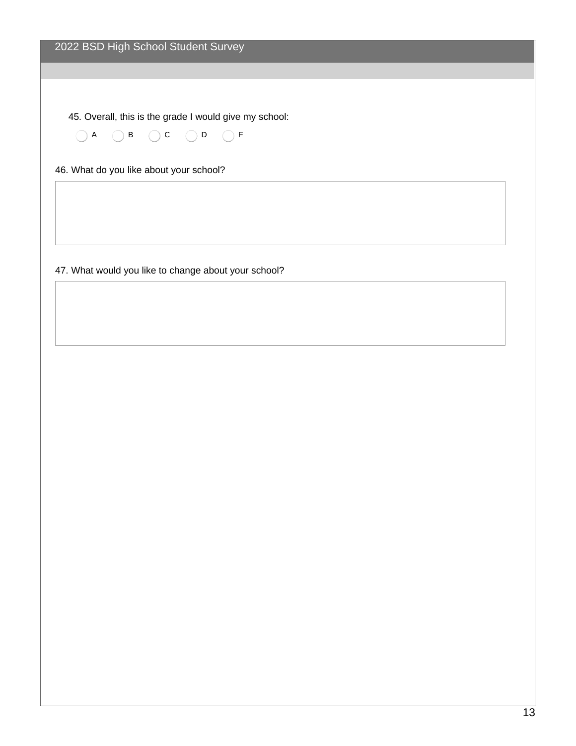45. Overall, this is the grade I would give my school:

- ◯ A
- ◯ B
- ◯ C
- ◯ D
- ◯ F

46. What do you like about your school?

47. What would you like to change about your school?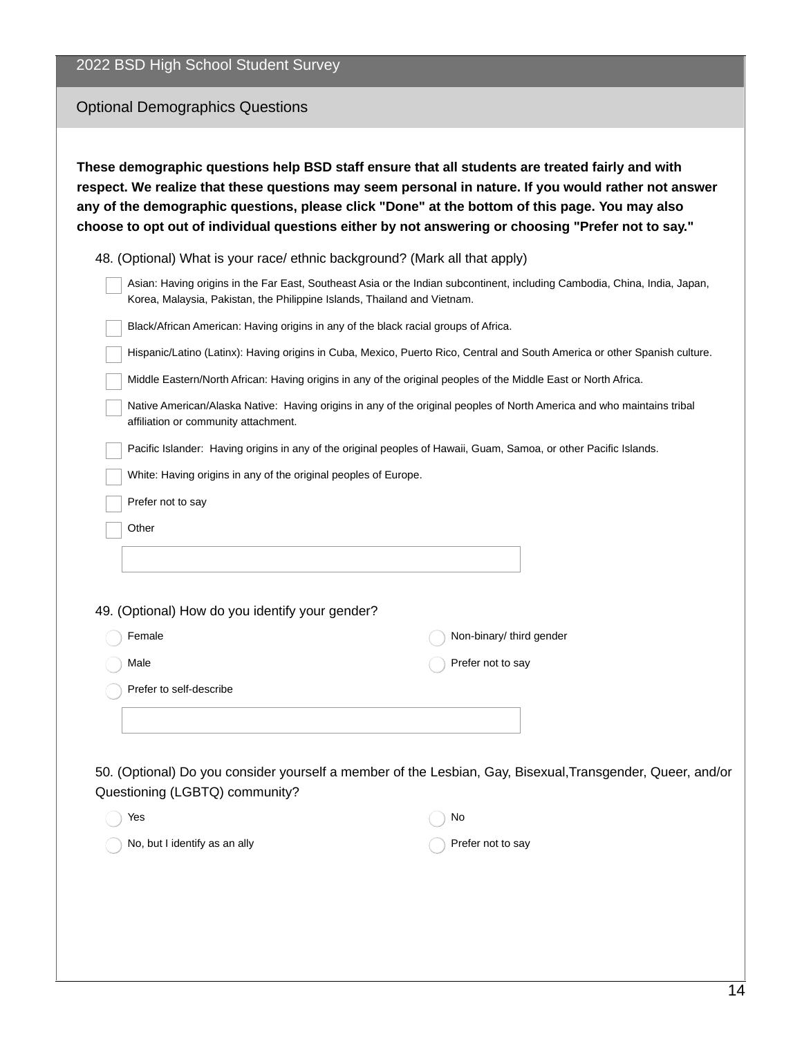## 2022 BSD High School Student Survey

### Optional Demographics Questions

**These demographic questions help BSD staff ensure that all students are treated fairly and with respect. We realize that these questions may seem personal in nature. If you would rather not answer any of the demographic questions, please click "Done" at the bottom of this page. You may also choose to opt out of individual questions either by not answering or choosing "Prefer not to say."**

48. (Optional) What is your race/ ethnic background? (Mark all that apply)

- [ ] Asian: Having origins in the Far East, Southeast Asia or the Indian subcontinent, including Cambodia, China, India, Japan, Korea, Malaysia, Pakistan, the Philippine Islands, Thailand and Vietnam.
- [ ] Black/African American: Having origins in any of the black racial groups of Africa.
- [ ] Hispanic/Latino (Latinx): Having origins in Cuba, Mexico, Puerto Rico, Central and South America or other Spanish culture.
- [ ] Middle Eastern/North African: Having origins in any of the original peoples of the Middle East or North Africa.
- [ ] Native American/Alaska Native: Having origins in any of the original peoples of North America and who maintains tribal affiliation or community attachment.
- [ ] Pacific Islander: Having origins in any of the original peoples of Hawaii, Guam, Samoa, or other Pacific Islands.
- [ ] White: Having origins in any of the original peoples of Europe.
- [ ] Prefer not to say
- [ ] Other

\_\_\_\_\_\_\_\_\_\_\_\_\_\_\_\_\_\_\_\_

49. (Optional) How do you identify your gender?

- ○ Female
- ○ Non-binary/ third gender
- ○ Male
- ○ Prefer not to say
- ○ Prefer to self-describe

\_\_\_\_\_\_\_\_\_\_\_\_\_\_\_\_\_\_\_\_

50. (Optional) Do you consider yourself a member of the Lesbian, Gay, Bisexual,Transgender, Queer, and/or Questioning (LGBTQ) community?

- ○ Yes
- ○ No
- ○ No, but I identify as an ally
- ○ Prefer not to say